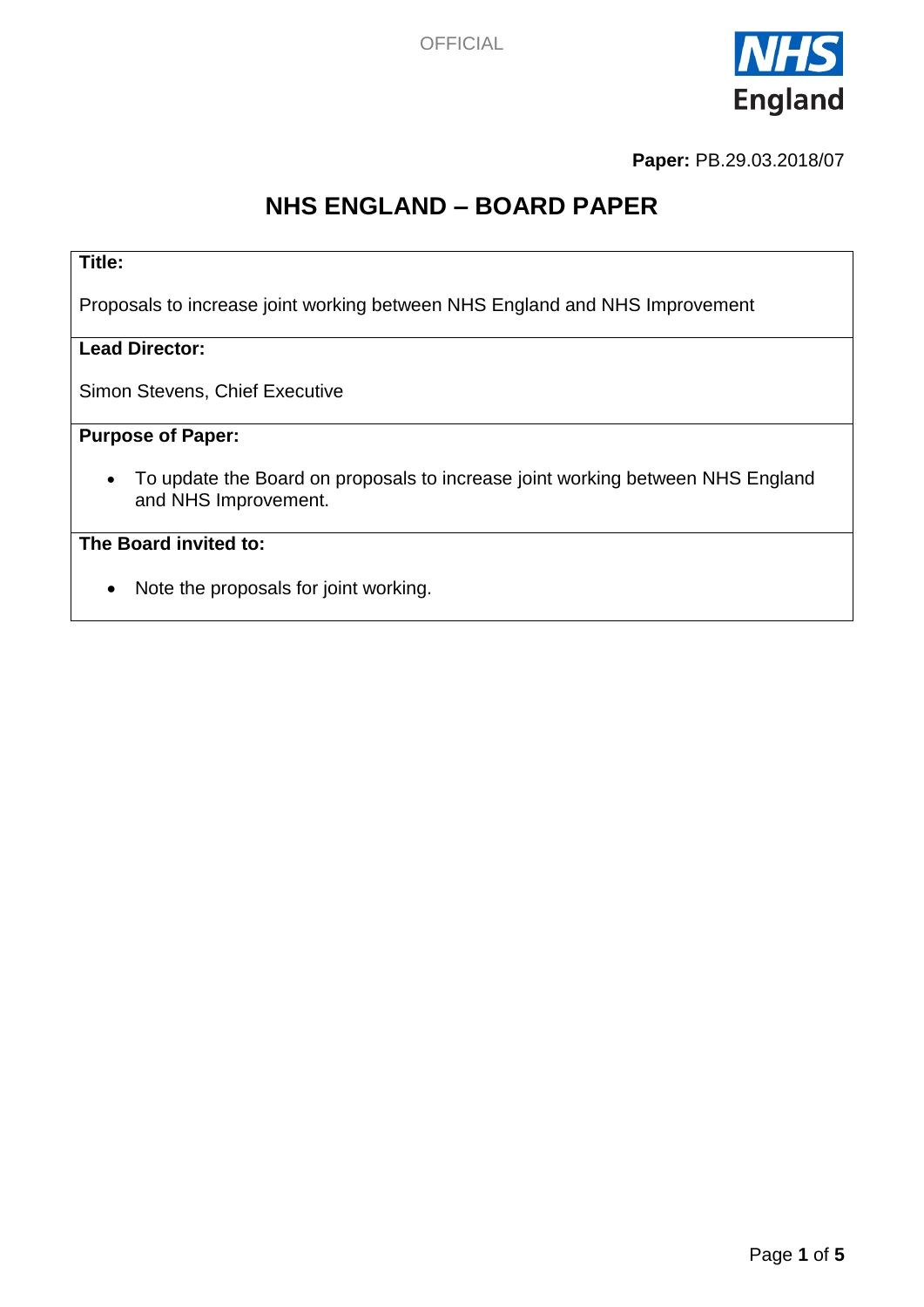OFFICIAL

**Paper:** PB.29.03.2018/07

# NHS ENGLAND – BOARD PAPER

**Title:**

Proposals to increase joint working between NHS England and NHS Improvement

**Lead Director:**

Simon Stevens, Chief Executive

**Purpose of Paper:**

- To update the Board on proposals to increase joint working between NHS England and NHS Improvement.

**The Board invited to:**

- Note the proposals for joint working.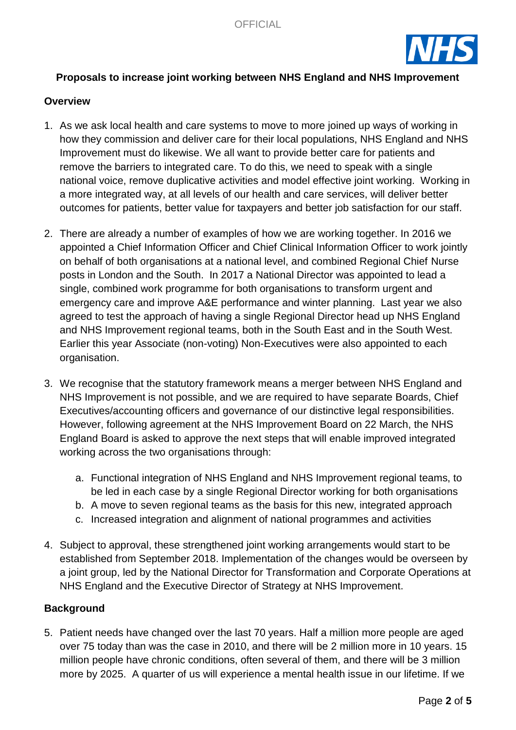**Proposals to increase joint working between NHS England and NHS Improvement**

**Overview**

1. As we ask local health and care systems to move to more joined up ways of working in how they commission and deliver care for their local populations, NHS England and NHS Improvement must do likewise. We all want to provide better care for patients and remove the barriers to integrated care. To do this, we need to speak with a single national voice, remove duplicative activities and model effective joint working. Working in a more integrated way, at all levels of our health and care services, will deliver better outcomes for patients, better value for taxpayers and better job satisfaction for our staff.

2. There are already a number of examples of how we are working together. In 2016 we appointed a Chief Information Officer and Chief Clinical Information Officer to work jointly on behalf of both organisations at a national level, and combined Regional Chief Nurse posts in London and the South. In 2017 a National Director was appointed to lead a single, combined work programme for both organisations to transform urgent and emergency care and improve A&E performance and winter planning. Last year we also agreed to test the approach of having a single Regional Director head up NHS England and NHS Improvement regional teams, both in the South East and in the South West. Earlier this year Associate (non-voting) Non-Executives were also appointed to each organisation.

3. We recognise that the statutory framework means a merger between NHS England and NHS Improvement is not possible, and we are required to have separate Boards, Chief Executives/accounting officers and governance of our distinctive legal responsibilities. However, following agreement at the NHS Improvement Board on 22 March, the NHS England Board is asked to approve the next steps that will enable improved integrated working across the two organisations through:

    a. Functional integration of NHS England and NHS Improvement regional teams, to be led in each case by a single Regional Director working for both organisations
    b. A move to seven regional teams as the basis for this new, integrated approach
    c. Increased integration and alignment of national programmes and activities

4. Subject to approval, these strengthened joint working arrangements would start to be established from September 2018. Implementation of the changes would be overseen by a joint group, led by the National Director for Transformation and Corporate Operations at NHS England and the Executive Director of Strategy at NHS Improvement.

**Background**

5. Patient needs have changed over the last 70 years. Half a million more people are aged over 75 today than was the case in 2010, and there will be 2 million more in 10 years. 15 million people have chronic conditions, often several of them, and there will be 3 million more by 2025. A quarter of us will experience a mental health issue in our lifetime. If we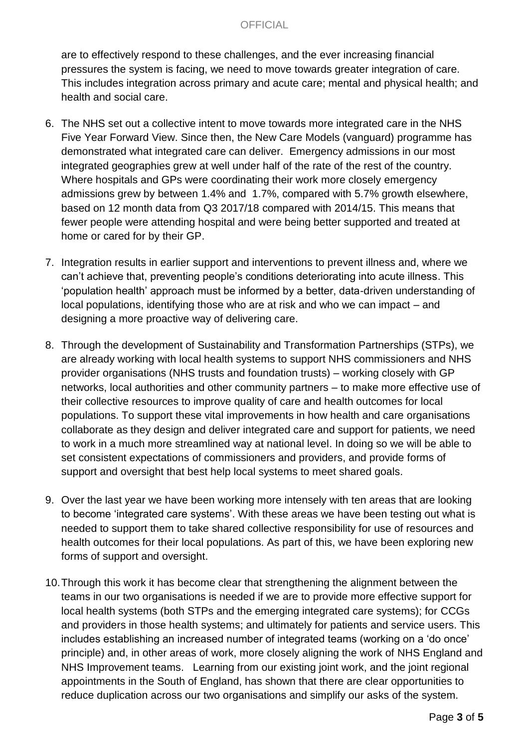are to effectively respond to these challenges, and the ever increasing financial pressures the system is facing, we need to move towards greater integration of care. This includes integration across primary and acute care; mental and physical health; and health and social care.

6. The NHS set out a collective intent to move towards more integrated care in the NHS Five Year Forward View. Since then, the New Care Models (vanguard) programme has demonstrated what integrated care can deliver. Emergency admissions in our most integrated geographies grew at well under half of the rate of the rest of the country. Where hospitals and GPs were coordinating their work more closely emergency admissions grew by between 1.4% and 1.7%, compared with 5.7% growth elsewhere, based on 12 month data from Q3 2017/18 compared with 2014/15. This means that fewer people were attending hospital and were being better supported and treated at home or cared for by their GP.

7. Integration results in earlier support and interventions to prevent illness and, where we can't achieve that, preventing people's conditions deteriorating into acute illness. This 'population health' approach must be informed by a better, data-driven understanding of local populations, identifying those who are at risk and who we can impact – and designing a more proactive way of delivering care.

8. Through the development of Sustainability and Transformation Partnerships (STPs), we are already working with local health systems to support NHS commissioners and NHS provider organisations (NHS trusts and foundation trusts) – working closely with GP networks, local authorities and other community partners – to make more effective use of their collective resources to improve quality of care and health outcomes for local populations. To support these vital improvements in how health and care organisations collaborate as they design and deliver integrated care and support for patients, we need to work in a much more streamlined way at national level. In doing so we will be able to set consistent expectations of commissioners and providers, and provide forms of support and oversight that best help local systems to meet shared goals.

9. Over the last year we have been working more intensely with ten areas that are looking to become 'integrated care systems'. With these areas we have been testing out what is needed to support them to take shared collective responsibility for use of resources and health outcomes for their local populations. As part of this, we have been exploring new forms of support and oversight.

10. Through this work it has become clear that strengthening the alignment between the teams in our two organisations is needed if we are to provide more effective support for local health systems (both STPs and the emerging integrated care systems); for CCGs and providers in those health systems; and ultimately for patients and service users. This includes establishing an increased number of integrated teams (working on a 'do once' principle) and, in other areas of work, more closely aligning the work of NHS England and NHS Improvement teams. Learning from our existing joint work, and the joint regional appointments in the South of England, has shown that there are clear opportunities to reduce duplication across our two organisations and simplify our asks of the system.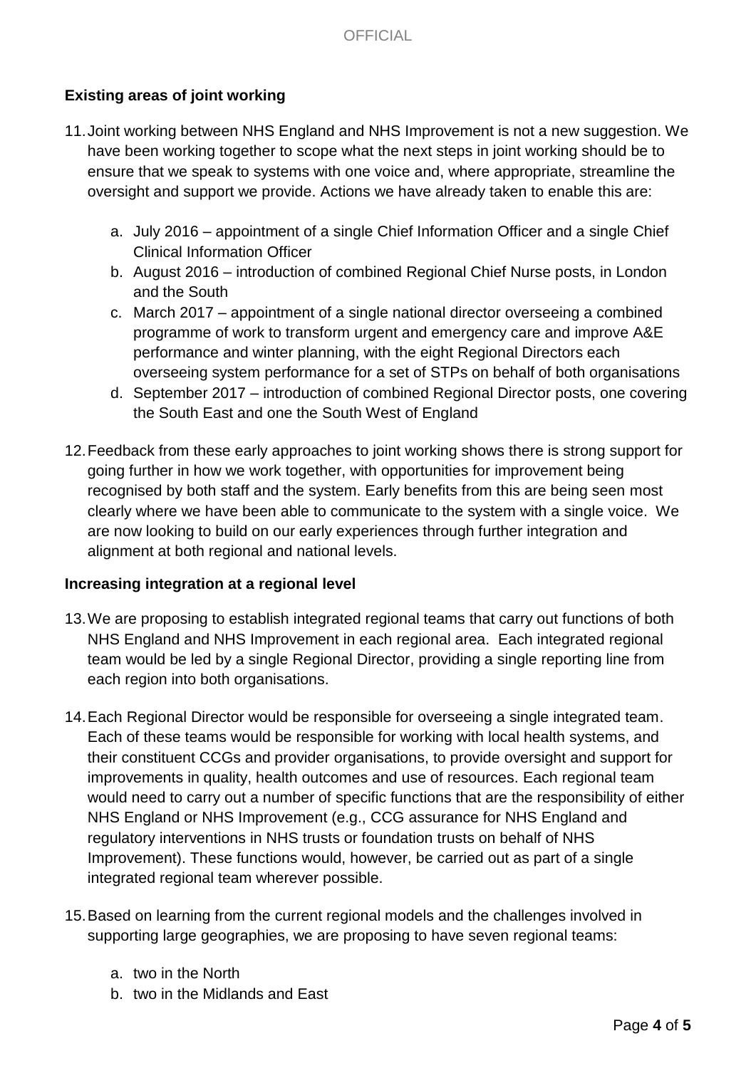**Existing areas of joint working**

11. Joint working between NHS England and NHS Improvement is not a new suggestion. We have been working together to scope what the next steps in joint working should be to ensure that we speak to systems with one voice and, where appropriate, streamline the oversight and support we provide. Actions we have already taken to enable this are:

    a. July 2016 – appointment of a single Chief Information Officer and a single Chief Clinical Information Officer
    b. August 2016 – introduction of combined Regional Chief Nurse posts, in London and the South
    c. March 2017 – appointment of a single national director overseeing a combined programme of work to transform urgent and emergency care and improve A&E performance and winter planning, with the eight Regional Directors each overseeing system performance for a set of STPs on behalf of both organisations
    d. September 2017 – introduction of combined Regional Director posts, one covering the South East and one the South West of England

12. Feedback from these early approaches to joint working shows there is strong support for going further in how we work together, with opportunities for improvement being recognised by both staff and the system. Early benefits from this are being seen most clearly where we have been able to communicate to the system with a single voice. We are now looking to build on our early experiences through further integration and alignment at both regional and national levels.

**Increasing integration at a regional level**

13. We are proposing to establish integrated regional teams that carry out functions of both NHS England and NHS Improvement in each regional area. Each integrated regional team would be led by a single Regional Director, providing a single reporting line from each region into both organisations.

14. Each Regional Director would be responsible for overseeing a single integrated team. Each of these teams would be responsible for working with local health systems, and their constituent CCGs and provider organisations, to provide oversight and support for improvements in quality, health outcomes and use of resources. Each regional team would need to carry out a number of specific functions that are the responsibility of either NHS England or NHS Improvement (e.g., CCG assurance for NHS England and regulatory interventions in NHS trusts or foundation trusts on behalf of NHS Improvement). These functions would, however, be carried out as part of a single integrated regional team wherever possible.

15. Based on learning from the current regional models and the challenges involved in supporting large geographies, we are proposing to have seven regional teams:

    a. two in the North
    b. two in the Midlands and East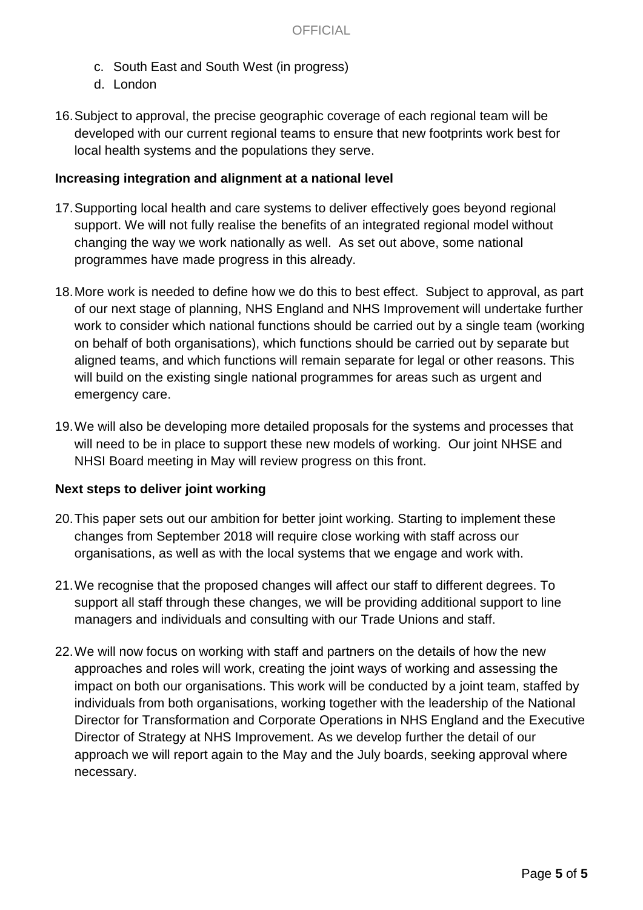c. South East and South West (in progress)
d. London

16. Subject to approval, the precise geographic coverage of each regional team will be developed with our current regional teams to ensure that new footprints work best for local health systems and the populations they serve.

**Increasing integration and alignment at a national level**

17. Supporting local health and care systems to deliver effectively goes beyond regional support. We will not fully realise the benefits of an integrated regional model without changing the way we work nationally as well. As set out above, some national programmes have made progress in this already.

18. More work is needed to define how we do this to best effect. Subject to approval, as part of our next stage of planning, NHS England and NHS Improvement will undertake further work to consider which national functions should be carried out by a single team (working on behalf of both organisations), which functions should be carried out by separate but aligned teams, and which functions will remain separate for legal or other reasons. This will build on the existing single national programmes for areas such as urgent and emergency care.

19. We will also be developing more detailed proposals for the systems and processes that will need to be in place to support these new models of working. Our joint NHSE and NHSI Board meeting in May will review progress on this front.

**Next steps to deliver joint working**

20. This paper sets out our ambition for better joint working. Starting to implement these changes from September 2018 will require close working with staff across our organisations, as well as with the local systems that we engage and work with.

21. We recognise that the proposed changes will affect our staff to different degrees. To support all staff through these changes, we will be providing additional support to line managers and individuals and consulting with our Trade Unions and staff.

22. We will now focus on working with staff and partners on the details of how the new approaches and roles will work, creating the joint ways of working and assessing the impact on both our organisations. This work will be conducted by a joint team, staffed by individuals from both organisations, working together with the leadership of the National Director for Transformation and Corporate Operations in NHS England and the Executive Director of Strategy at NHS Improvement. As we develop further the detail of our approach we will report again to the May and the July boards, seeking approval where necessary.